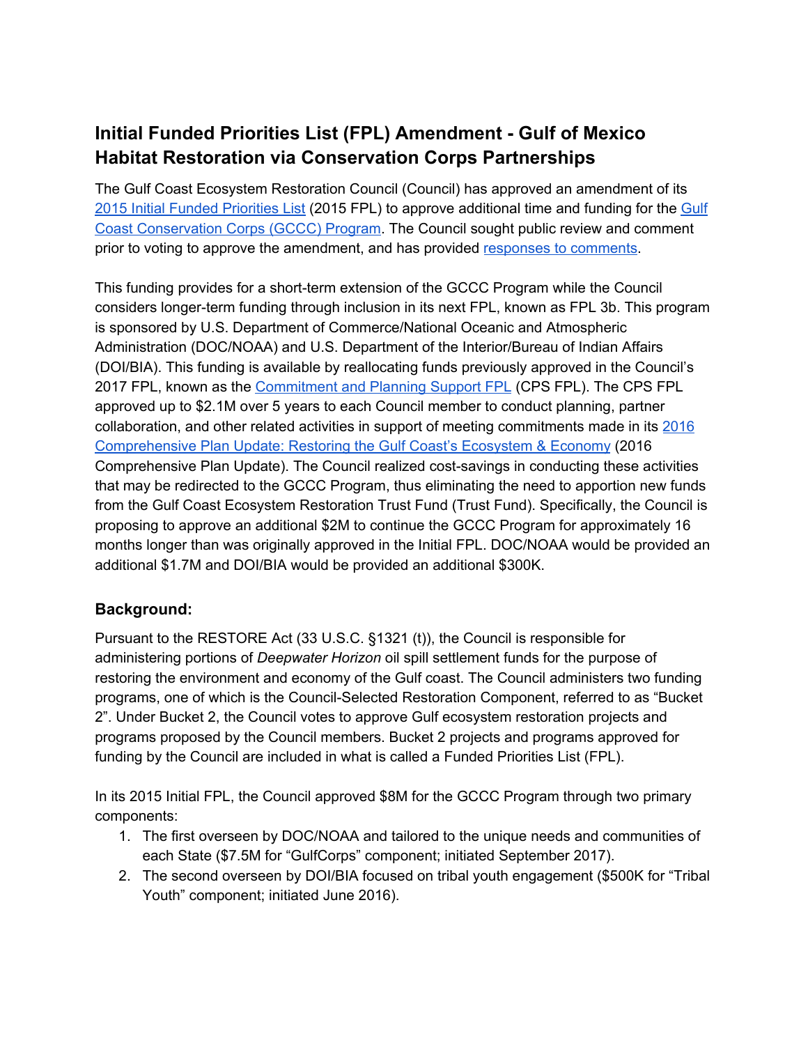# Initial Funded Priorities List (FPL) Amendment - Gulf of Mexico Habitat Restoration via Conservation Corps Partnerships

The Gulf Coast Ecosystem Restoration Council (Council) has approved an amendment of its 2015 Initial Funded Priorities List (2015 FPL) to approve additional time and funding for the Gulf Coast Conservation Corps (GCCC) Program. The Council sought public review and comment prior to voting to approve the amendment, and has provided responses to comments.

This funding provides for a short-term extension of the GCCC Program while the Council considers longer-term funding through inclusion in its next FPL, known as FPL 3b. This program is sponsored by U.S. Department of Commerce/National Oceanic and Atmospheric Administration (DOC/NOAA) and U.S. Department of the Interior/Bureau of Indian Affairs (DOI/BIA). This funding is available by reallocating funds previously approved in the Council's 2017 FPL, known as the Commitment and Planning Support FPL (CPS FPL). The CPS FPL approved up to $2.1M over 5 years to each Council member to conduct planning, partner collaboration, and other related activities in support of meeting commitments made in its 2016 Comprehensive Plan Update: Restoring the Gulf Coast's Ecosystem & Economy (2016 Comprehensive Plan Update). The Council realized cost-savings in conducting these activities that may be redirected to the GCCC Program, thus eliminating the need to apportion new funds from the Gulf Coast Ecosystem Restoration Trust Fund (Trust Fund). Specifically, the Council is proposing to approve an additional $2M to continue the GCCC Program for approximately 16 months longer than was originally approved in the Initial FPL. DOC/NOAA would be provided an additional $1.7M and DOI/BIA would be provided an additional $300K.

## Background:

Pursuant to the RESTORE Act (33 U.S.C. §1321 (t)), the Council is responsible for administering portions of *Deepwater Horizon* oil spill settlement funds for the purpose of restoring the environment and economy of the Gulf coast. The Council administers two funding programs, one of which is the Council-Selected Restoration Component, referred to as "Bucket 2". Under Bucket 2, the Council votes to approve Gulf ecosystem restoration projects and programs proposed by the Council members. Bucket 2 projects and programs approved for funding by the Council are included in what is called a Funded Priorities List (FPL).

In its 2015 Initial FPL, the Council approved $8M for the GCCC Program through two primary components:

1. The first overseen by DOC/NOAA and tailored to the unique needs and communities of each State ($7.5M for "GulfCorps" component; initiated September 2017).
2. The second overseen by DOI/BIA focused on tribal youth engagement ($500K for "Tribal Youth" component; initiated June 2016).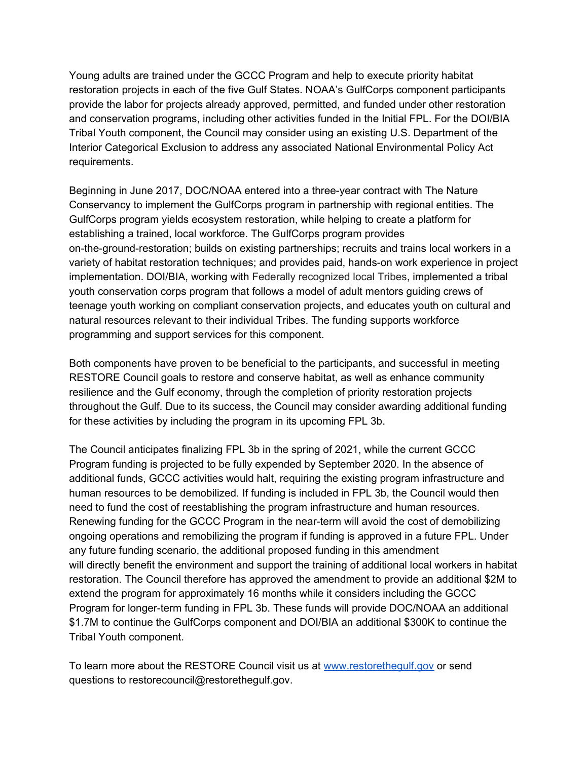Young adults are trained under the GCCC Program and help to execute priority habitat restoration projects in each of the five Gulf States. NOAA's GulfCorps component participants provide the labor for projects already approved, permitted, and funded under other restoration and conservation programs, including other activities funded in the Initial FPL. For the DOI/BIA Tribal Youth component, the Council may consider using an existing U.S. Department of the Interior Categorical Exclusion to address any associated National Environmental Policy Act requirements.

Beginning in June 2017, DOC/NOAA entered into a three-year contract with The Nature Conservancy to implement the GulfCorps program in partnership with regional entities. The GulfCorps program yields ecosystem restoration, while helping to create a platform for establishing a trained, local workforce. The GulfCorps program provides on-the-ground-restoration; builds on existing partnerships; recruits and trains local workers in a variety of habitat restoration techniques; and provides paid, hands-on work experience in project implementation. DOI/BIA, working with Federally recognized local Tribes, implemented a tribal youth conservation corps program that follows a model of adult mentors guiding crews of teenage youth working on compliant conservation projects, and educates youth on cultural and natural resources relevant to their individual Tribes. The funding supports workforce programming and support services for this component.

Both components have proven to be beneficial to the participants, and successful in meeting RESTORE Council goals to restore and conserve habitat, as well as enhance community resilience and the Gulf economy, through the completion of priority restoration projects throughout the Gulf. Due to its success, the Council may consider awarding additional funding for these activities by including the program in its upcoming FPL 3b.

The Council anticipates finalizing FPL 3b in the spring of 2021, while the current GCCC Program funding is projected to be fully expended by September 2020. In the absence of additional funds, GCCC activities would halt, requiring the existing program infrastructure and human resources to be demobilized. If funding is included in FPL 3b, the Council would then need to fund the cost of reestablishing the program infrastructure and human resources. Renewing funding for the GCCC Program in the near-term will avoid the cost of demobilizing ongoing operations and remobilizing the program if funding is approved in a future FPL. Under any future funding scenario, the additional proposed funding in this amendment will directly benefit the environment and support the training of additional local workers in habitat restoration. The Council therefore has approved the amendment to provide an additional $2M to extend the program for approximately 16 months while it considers including the GCCC Program for longer-term funding in FPL 3b. These funds will provide DOC/NOAA an additional $1.7M to continue the GulfCorps component and DOI/BIA an additional $300K to continue the Tribal Youth component.

To learn more about the RESTORE Council visit us at [www.restorethegulf.gov](http://www.restorethegulf.gov) or send questions to restorecouncil@restorethegulf.gov.